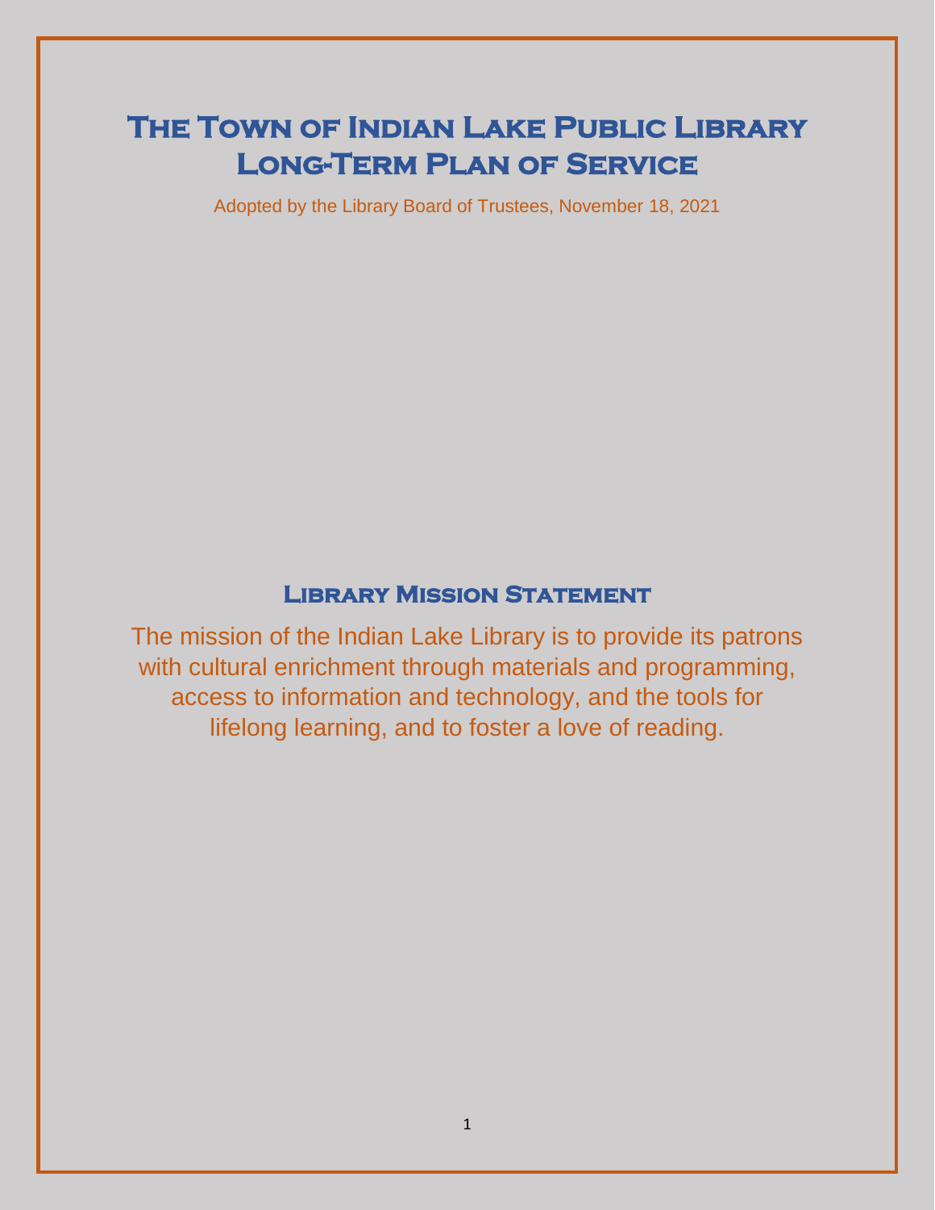# The Town of Indian Lake Public Library Long-Term Plan of Service

Adopted by the Library Board of Trustees, November 18, 2021

## Library Mission Statement

The mission of the Indian Lake Library is to provide its patrons with cultural enrichment through materials and programming, access to information and technology, and the tools for lifelong learning, and to foster a love of reading.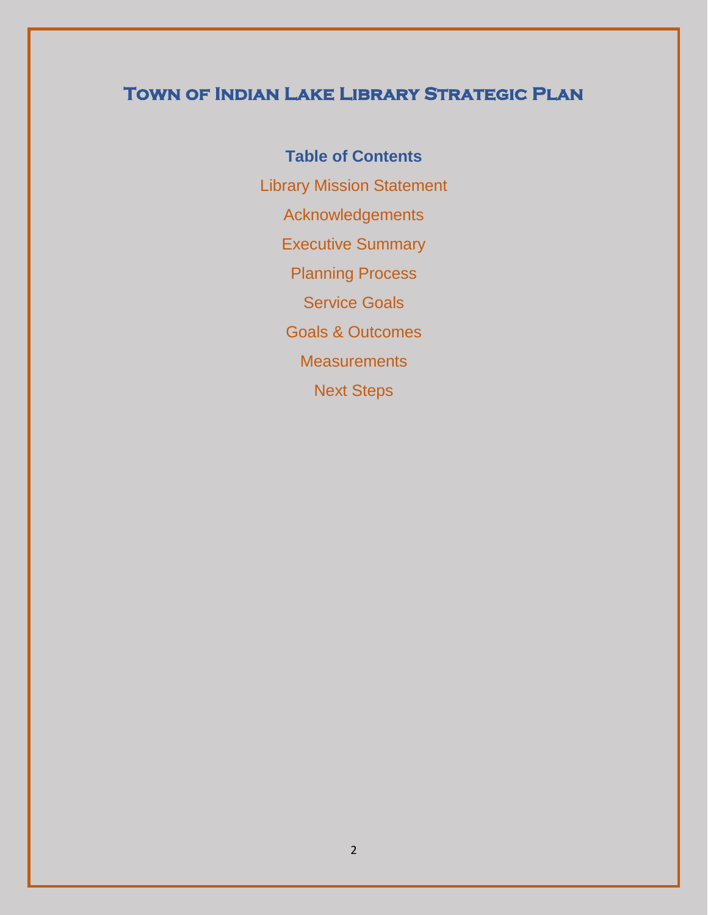# Town of Indian Lake Library Strategic Plan

## Table of Contents

Library Mission Statement

Acknowledgements

Executive Summary

Planning Process

Service Goals

Goals & Outcomes

Measurements

Next Steps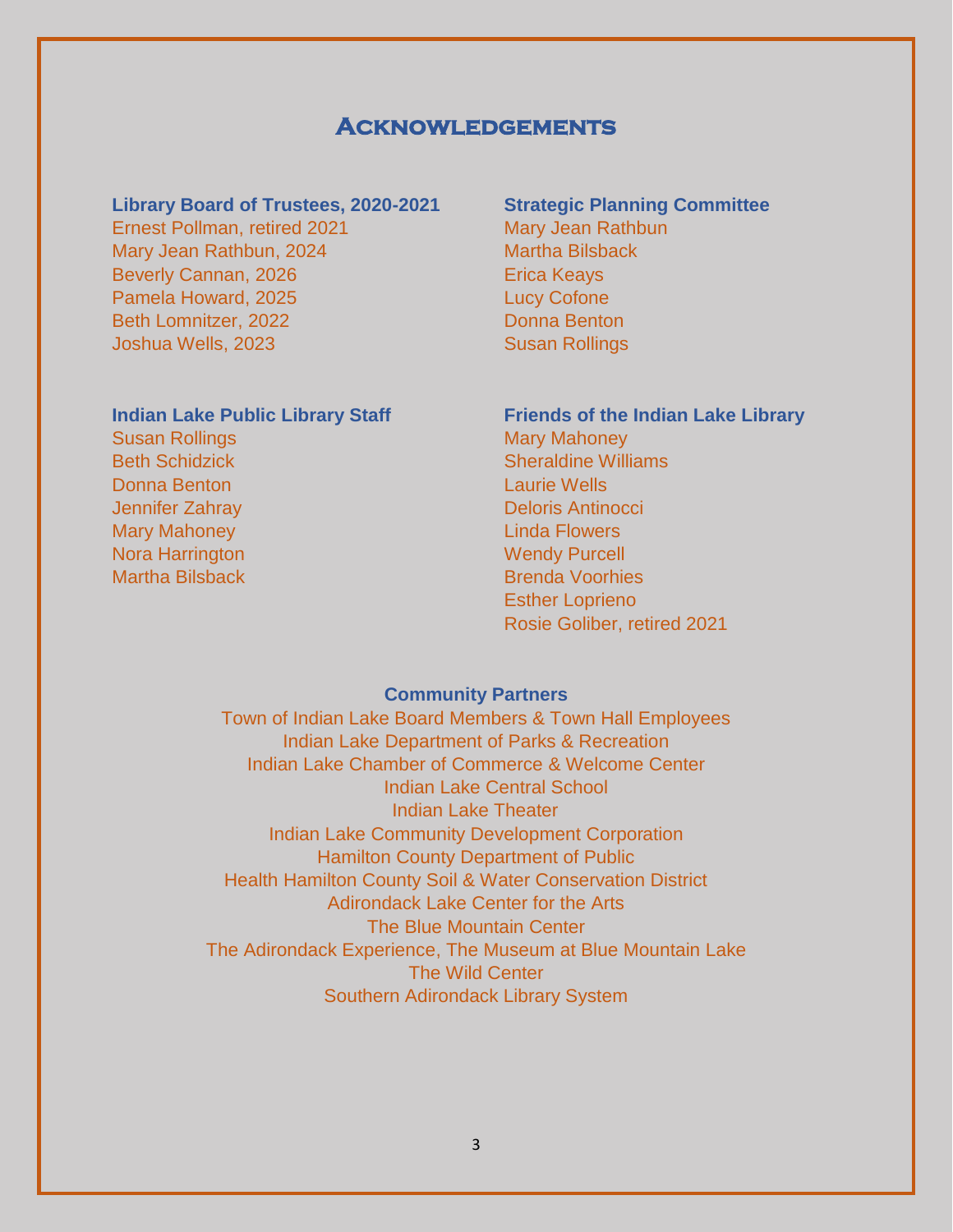# Acknowledgements

**Library Board of Trustees, 2020-2021**

Ernest Pollman, retired 2021
Mary Jean Rathbun, 2024
Beverly Cannan, 2026
Pamela Howard, 2025
Beth Lomnitzer, 2022
Joshua Wells, 2023

**Strategic Planning Committee**

Mary Jean Rathbun
Martha Bilsback
Erica Keays
Lucy Cofone
Donna Benton
Susan Rollings

**Indian Lake Public Library Staff**

Susan Rollings
Beth Schidzick
Donna Benton
Jennifer Zahray
Mary Mahoney
Nora Harrington
Martha Bilsback

**Friends of the Indian Lake Library**

Mary Mahoney
Sheraldine Williams
Laurie Wells
Deloris Antinocci
Linda Flowers
Wendy Purcell
Brenda Voorhies
Esther Loprieno
Rosie Goliber, retired 2021

**Community Partners**

Town of Indian Lake Board Members & Town Hall Employees
Indian Lake Department of Parks & Recreation
Indian Lake Chamber of Commerce & Welcome Center
Indian Lake Central School
Indian Lake Theater
Indian Lake Community Development Corporation
Hamilton County Department of Public
Health Hamilton County Soil & Water Conservation District
Adirondack Lake Center for the Arts
The Blue Mountain Center
The Adirondack Experience, The Museum at Blue Mountain Lake
The Wild Center
Southern Adirondack Library System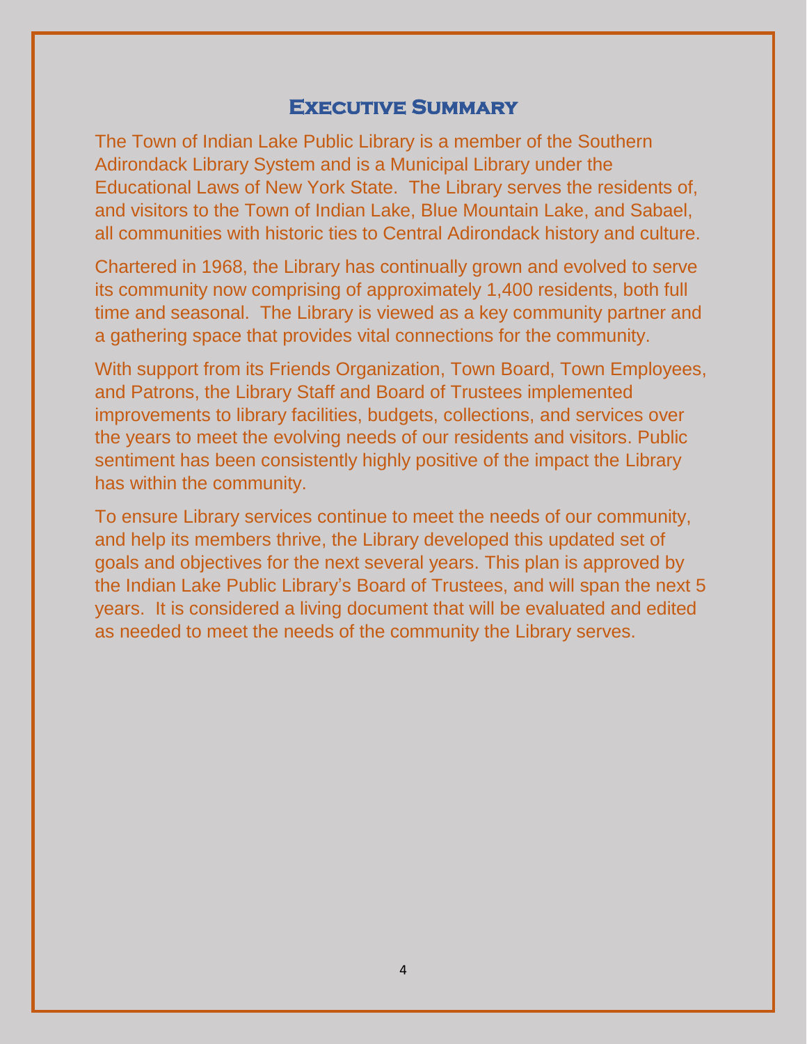# Executive Summary

The Town of Indian Lake Public Library is a member of the Southern Adirondack Library System and is a Municipal Library under the Educational Laws of New York State. The Library serves the residents of, and visitors to the Town of Indian Lake, Blue Mountain Lake, and Sabael, all communities with historic ties to Central Adirondack history and culture.

Chartered in 1968, the Library has continually grown and evolved to serve its community now comprising of approximately 1,400 residents, both full time and seasonal. The Library is viewed as a key community partner and a gathering space that provides vital connections for the community.

With support from its Friends Organization, Town Board, Town Employees, and Patrons, the Library Staff and Board of Trustees implemented improvements to library facilities, budgets, collections, and services over the years to meet the evolving needs of our residents and visitors. Public sentiment has been consistently highly positive of the impact the Library has within the community.

To ensure Library services continue to meet the needs of our community, and help its members thrive, the Library developed this updated set of goals and objectives for the next several years. This plan is approved by the Indian Lake Public Library's Board of Trustees, and will span the next 5 years. It is considered a living document that will be evaluated and edited as needed to meet the needs of the community the Library serves.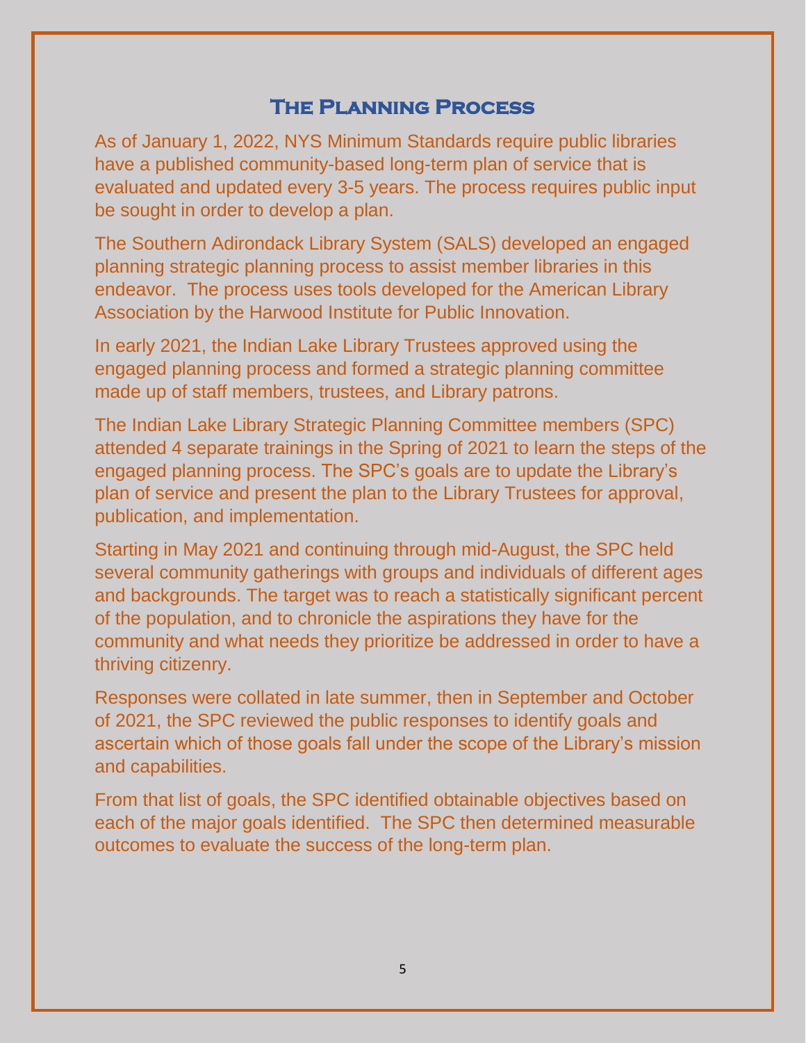# The Planning Process

As of January 1, 2022, NYS Minimum Standards require public libraries have a published community-based long-term plan of service that is evaluated and updated every 3-5 years. The process requires public input be sought in order to develop a plan.

The Southern Adirondack Library System (SALS) developed an engaged planning strategic planning process to assist member libraries in this endeavor. The process uses tools developed for the American Library Association by the Harwood Institute for Public Innovation.

In early 2021, the Indian Lake Library Trustees approved using the engaged planning process and formed a strategic planning committee made up of staff members, trustees, and Library patrons.

The Indian Lake Library Strategic Planning Committee members (SPC) attended 4 separate trainings in the Spring of 2021 to learn the steps of the engaged planning process. The SPC's goals are to update the Library's plan of service and present the plan to the Library Trustees for approval, publication, and implementation.

Starting in May 2021 and continuing through mid-August, the SPC held several community gatherings with groups and individuals of different ages and backgrounds. The target was to reach a statistically significant percent of the population, and to chronicle the aspirations they have for the community and what needs they prioritize be addressed in order to have a thriving citizenry.

Responses were collated in late summer, then in September and October of 2021, the SPC reviewed the public responses to identify goals and ascertain which of those goals fall under the scope of the Library's mission and capabilities.

From that list of goals, the SPC identified obtainable objectives based on each of the major goals identified. The SPC then determined measurable outcomes to evaluate the success of the long-term plan.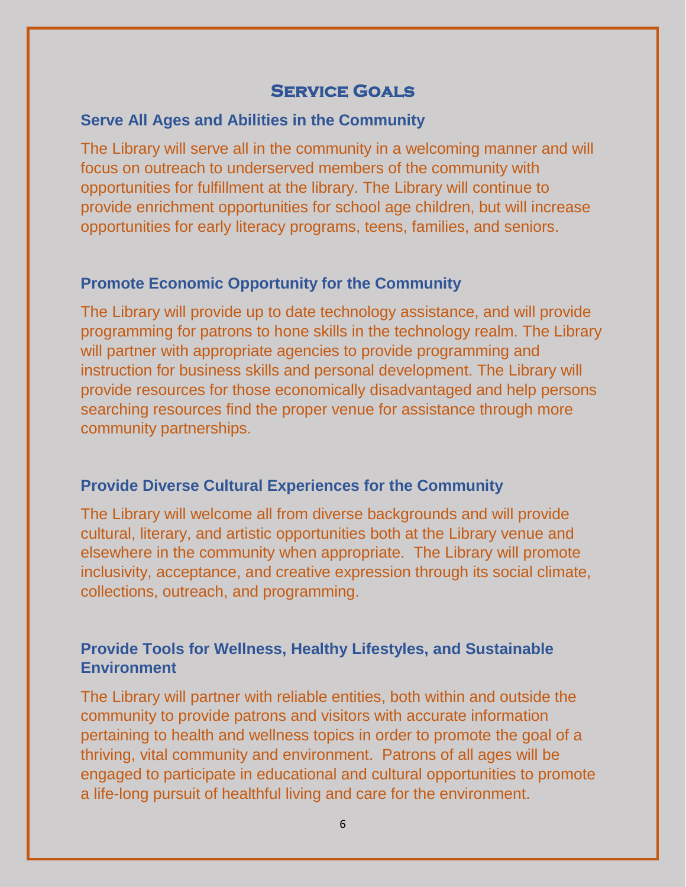# Service Goals

## Serve All Ages and Abilities in the Community

The Library will serve all in the community in a welcoming manner and will focus on outreach to underserved members of the community with opportunities for fulfillment at the library. The Library will continue to provide enrichment opportunities for school age children, but will increase opportunities for early literacy programs, teens, families, and seniors.

## Promote Economic Opportunity for the Community

The Library will provide up to date technology assistance, and will provide programming for patrons to hone skills in the technology realm. The Library will partner with appropriate agencies to provide programming and instruction for business skills and personal development. The Library will provide resources for those economically disadvantaged and help persons searching resources find the proper venue for assistance through more community partnerships.

## Provide Diverse Cultural Experiences for the Community

The Library will welcome all from diverse backgrounds and will provide cultural, literary, and artistic opportunities both at the Library venue and elsewhere in the community when appropriate. The Library will promote inclusivity, acceptance, and creative expression through its social climate, collections, outreach, and programming.

## Provide Tools for Wellness, Healthy Lifestyles, and Sustainable Environment

The Library will partner with reliable entities, both within and outside the community to provide patrons and visitors with accurate information pertaining to health and wellness topics in order to promote the goal of a thriving, vital community and environment. Patrons of all ages will be engaged to participate in educational and cultural opportunities to promote a life-long pursuit of healthful living and care for the environment.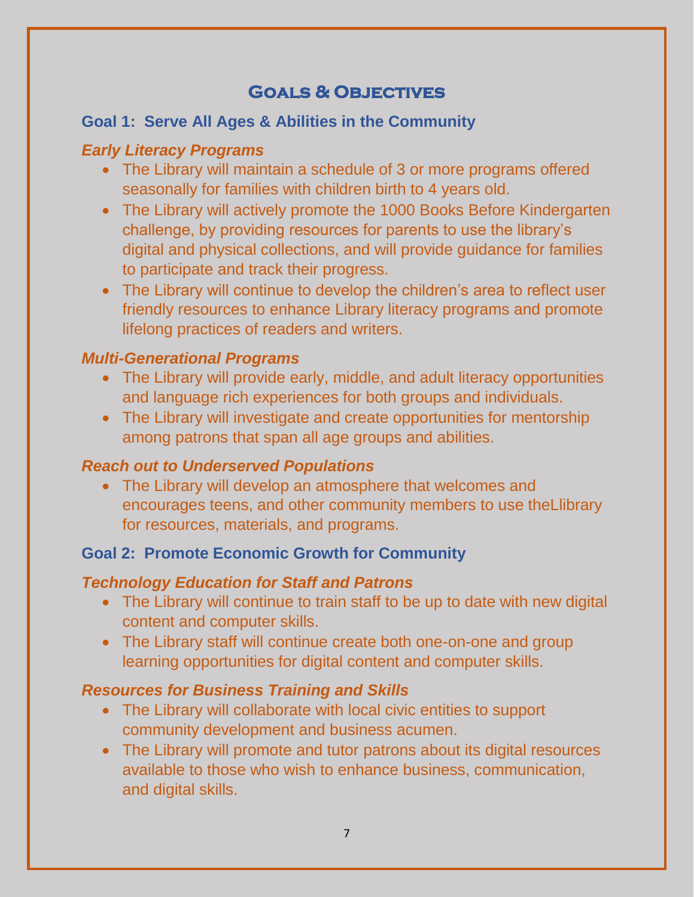# Goals & Objectives

## Goal 1: Serve All Ages & Abilities in the Community

### *Early Literacy Programs*

- The Library will maintain a schedule of 3 or more programs offered seasonally for families with children birth to 4 years old.
- The Library will actively promote the 1000 Books Before Kindergarten challenge, by providing resources for parents to use the library's digital and physical collections, and will provide guidance for families to participate and track their progress.
- The Library will continue to develop the children's area to reflect user friendly resources to enhance Library literacy programs and promote lifelong practices of readers and writers.

### *Multi-Generational Programs*

- The Library will provide early, middle, and adult literacy opportunities and language rich experiences for both groups and individuals.
- The Library will investigate and create opportunities for mentorship among patrons that span all age groups and abilities.

### *Reach out to Underserved Populations*

- The Library will develop an atmosphere that welcomes and encourages teens, and other community members to use theLlibrary for resources, materials, and programs.

## Goal 2: Promote Economic Growth for Community

### *Technology Education for Staff and Patrons*

- The Library will continue to train staff to be up to date with new digital content and computer skills.
- The Library staff will continue create both one-on-one and group learning opportunities for digital content and computer skills.

### *Resources for Business Training and Skills*

- The Library will collaborate with local civic entities to support community development and business acumen.
- The Library will promote and tutor patrons about its digital resources available to those who wish to enhance business, communication, and digital skills.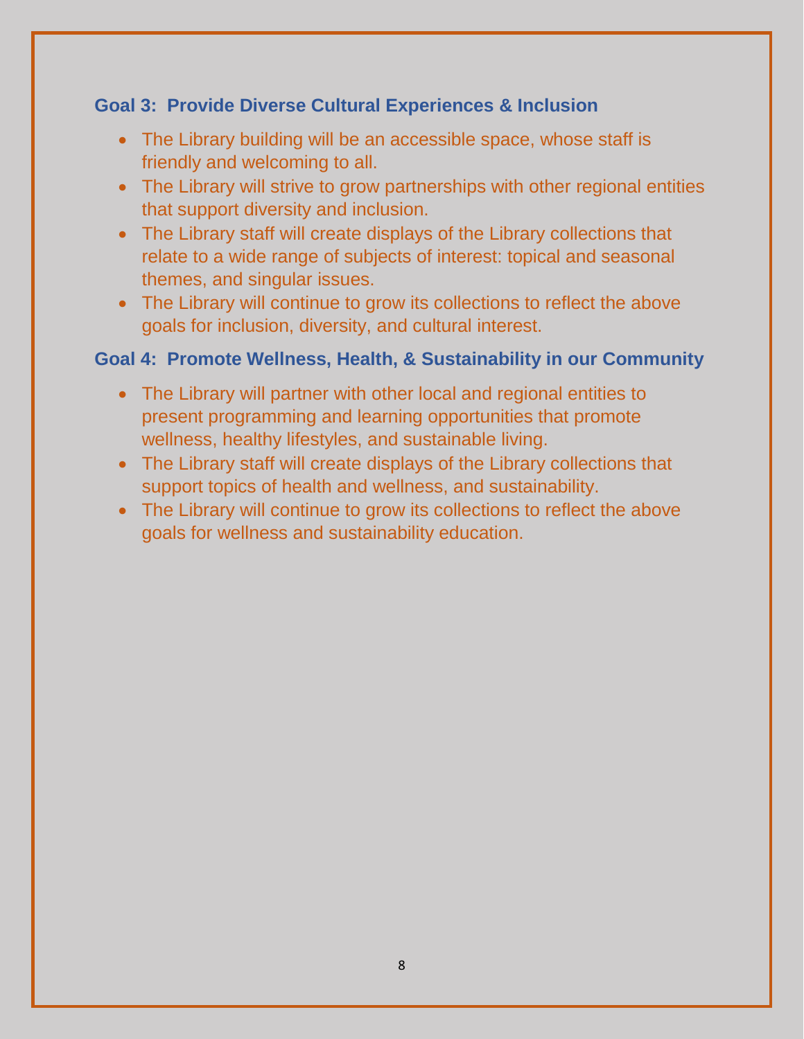### Goal 3: Provide Diverse Cultural Experiences & Inclusion

- The Library building will be an accessible space, whose staff is friendly and welcoming to all.
- The Library will strive to grow partnerships with other regional entities that support diversity and inclusion.
- The Library staff will create displays of the Library collections that relate to a wide range of subjects of interest: topical and seasonal themes, and singular issues.
- The Library will continue to grow its collections to reflect the above goals for inclusion, diversity, and cultural interest.

### Goal 4: Promote Wellness, Health, & Sustainability in our Community

- The Library will partner with other local and regional entities to present programming and learning opportunities that promote wellness, healthy lifestyles, and sustainable living.
- The Library staff will create displays of the Library collections that support topics of health and wellness, and sustainability.
- The Library will continue to grow its collections to reflect the above goals for wellness and sustainability education.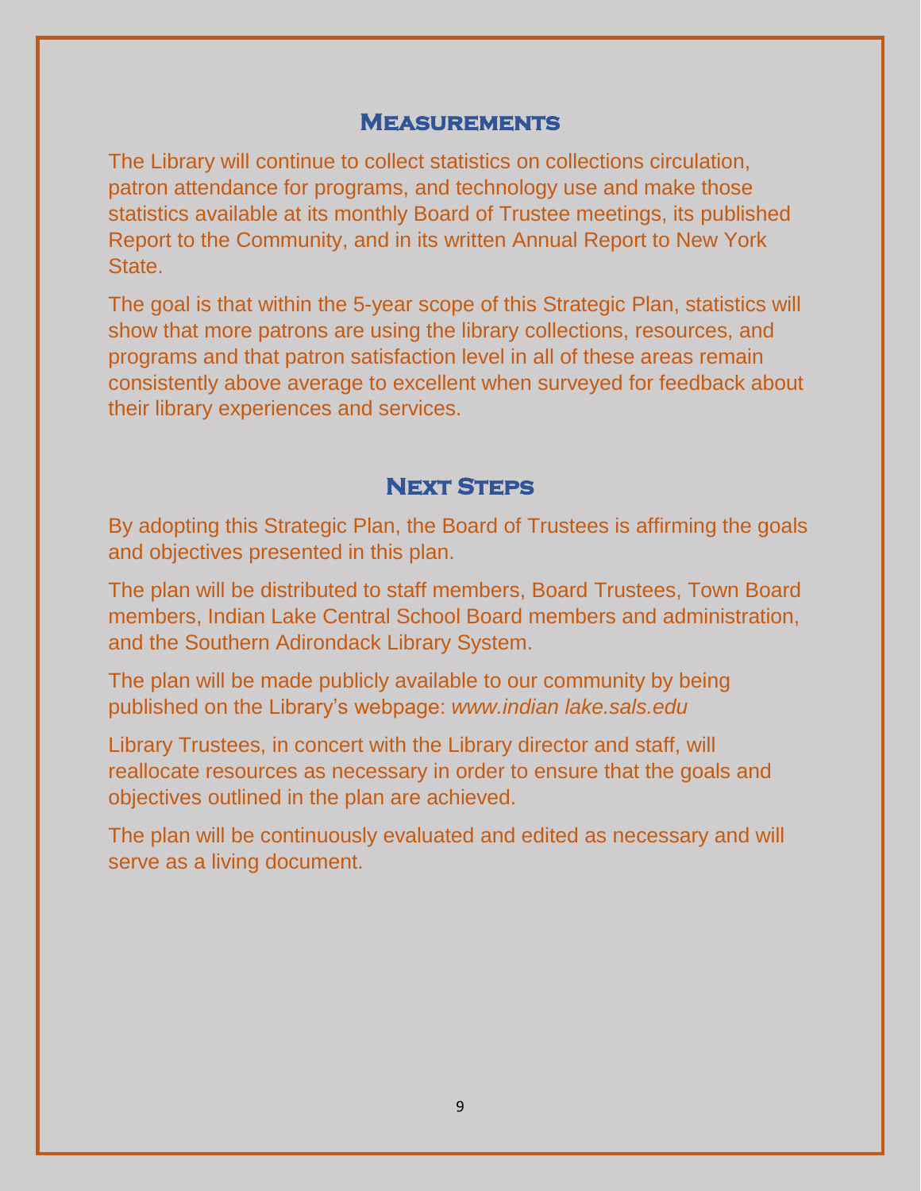## Measurements

The Library will continue to collect statistics on collections circulation, patron attendance for programs, and technology use and make those statistics available at its monthly Board of Trustee meetings, its published Report to the Community, and in its written Annual Report to New York State.

The goal is that within the 5-year scope of this Strategic Plan, statistics will show that more patrons are using the library collections, resources, and programs and that patron satisfaction level in all of these areas remain consistently above average to excellent when surveyed for feedback about their library experiences and services.

## Next Steps

By adopting this Strategic Plan, the Board of Trustees is affirming the goals and objectives presented in this plan.

The plan will be distributed to staff members, Board Trustees, Town Board members, Indian Lake Central School Board members and administration, and the Southern Adirondack Library System.

The plan will be made publicly available to our community by being published on the Library's webpage: *www.indian lake.sals.edu*

Library Trustees, in concert with the Library director and staff, will reallocate resources as necessary in order to ensure that the goals and objectives outlined in the plan are achieved.

The plan will be continuously evaluated and edited as necessary and will serve as a living document.